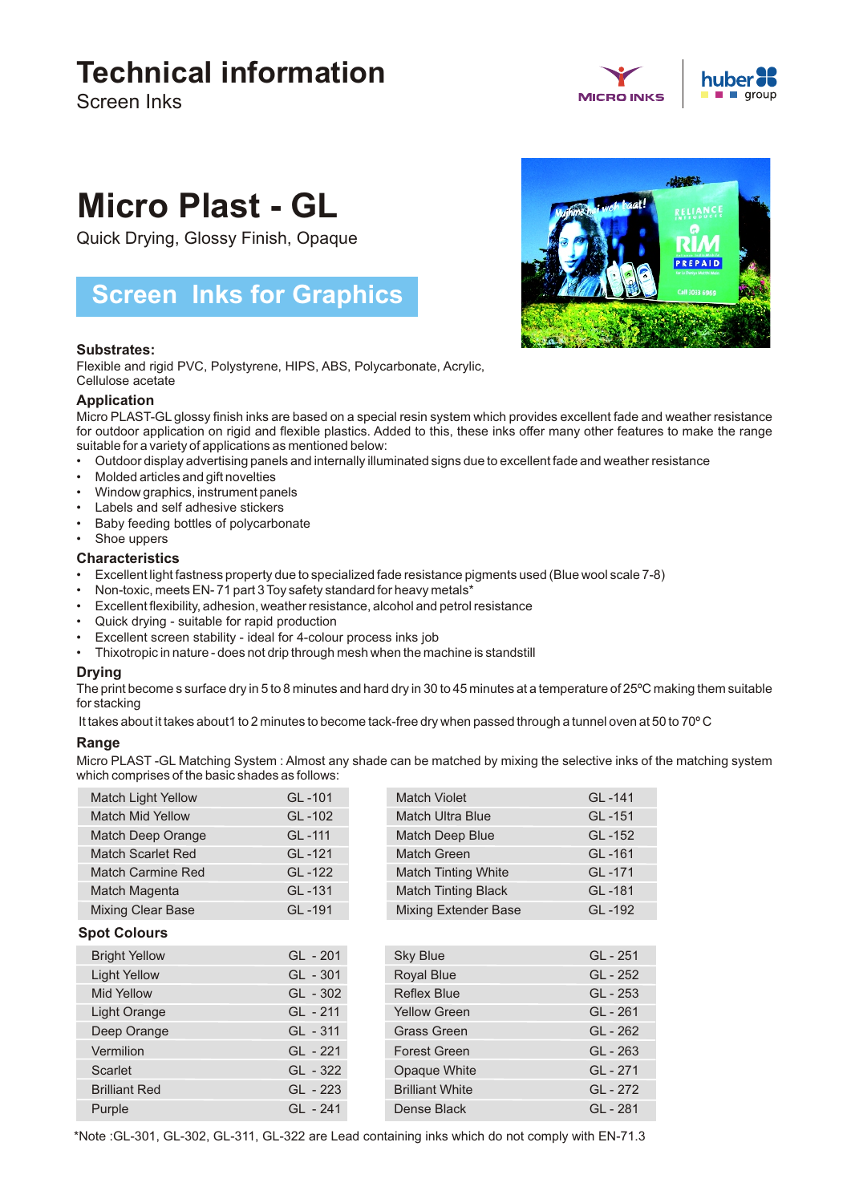# Technical information

Screen Inks

# Micro Plast - GL

Quick Drying, Glossy Finish, Opaque

## Screen Inks for Graphics

### Substrates:

Flexible and rigid PVC, Polystyrene, HIPS, ABS, Polycarbonate, Acrylic, Cellulose acetate

### Application

Micro PLAST-GL glossy finish inks are based on a special resin system which provides excellent fade and weather resistance for outdoor application on rigid and flexible plastics. Added to this, these inks offer many other features to make the range suitable for a variety of applications as mentioned below:

- Outdoor display advertising panels and internally illuminated signs due to excellent fade and weather resistance
- Molded articles and gift novelties
- Window graphics, instrument panels
- Labels and self adhesive stickers
- Baby feeding bottles of polycarbonate
- Shoe uppers

### Characteristics

- Excellent light fastness property due to specialized fade resistance pigments used (Blue wool scale 7-8)
- Non-toxic, meets EN- 71 part 3 Toy safety standard for heavy metals*
- Excellent flexibility, adhesion, weather resistance, alcohol and petrol resistance
- Quick drying - suitable for rapid production
- Excellent screen stability - ideal for 4-colour process inks job
- Thixotropic in nature - does not drip through mesh when the machine is standstill

### Drying

The print become s surface dry in 5 to 8 minutes and hard dry in 30 to 45 minutes at a temperature of 25ºC making them suitable for stacking

It takes about it takes about1 to 2 minutes to become tack-free dry when passed through a tunnel oven at 50 to 70º C

### Range

Micro PLAST -GL Matching System : Almost any shade can be matched by mixing the selective inks of the matching system which comprises of the basic shades as follows:

| | | | |
|---|---|---|---|
| Match Light Yellow | GL -101 | Match Violet | GL -141 |
| Match Mid Yellow | GL -102 | Match Ultra Blue | GL -151 |
| Match Deep Orange | GL -111 | Match Deep Blue | GL -152 |
| Match Scarlet Red | GL -121 | Match Green | GL -161 |
| Match Carmine Red | GL -122 | Match Tinting White | GL -171 |
| Match Magenta | GL -131 | Match Tinting Black | GL -181 |
| Mixing Clear Base | GL -191 | Mixing Extender Base | GL -192 |

### Spot Colours

| | | | |
|---|---|---|---|
| Bright Yellow | GL - 201 | Sky Blue | GL - 251 |
| Light Yellow | GL - 301 | Royal Blue | GL - 252 |
| Mid Yellow | GL - 302 | Reflex Blue | GL - 253 |
| Light Orange | GL - 211 | Yellow Green | GL - 261 |
| Deep Orange | GL - 311 | Grass Green | GL - 262 |
| Vermilion | GL - 221 | Forest Green | GL - 263 |
| Scarlet | GL - 322 | Opaque White | GL - 271 |
| Brilliant Red | GL - 223 | Brilliant White | GL - 272 |
| Purple | GL - 241 | Dense Black | GL - 281 |

*Note :GL-301, GL-302, GL-311, GL-322 are Lead containing inks which do not comply with EN-71.3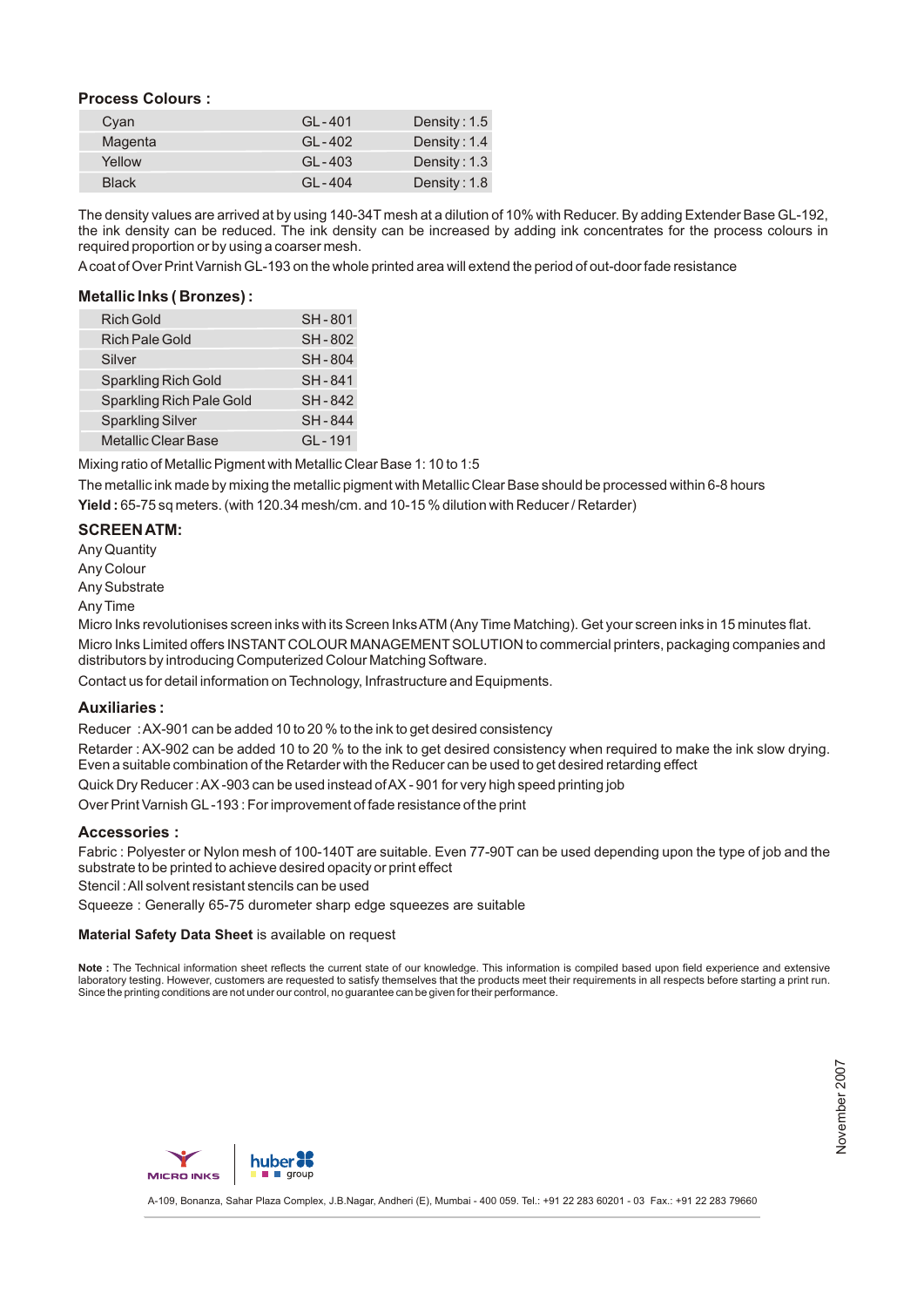## Process Colours :

| | | |
|---|---|---|
| Cyan | GL - 401 | Density : 1.5 |
| Magenta | GL - 402 | Density : 1.4 |
| Yellow | GL - 403 | Density : 1.3 |
| Black | GL - 404 | Density : 1.8 |

The density values are arrived at by using 140-34T mesh at a dilution of 10% with Reducer. By adding Extender Base GL-192, the ink density can be reduced. The ink density can be increased by adding ink concentrates for the process colours in required proportion or by using a coarser mesh.

A coat of Over Print Varnish GL-193 on the whole printed area will extend the period of out-door fade resistance

## Metallic Inks ( Bronzes) :

| | |
|---|---|
| Rich Gold | SH - 801 |
| Rich Pale Gold | SH - 802 |
| Silver | SH - 804 |
| Sparkling Rich Gold | SH - 841 |
| Sparkling Rich Pale Gold | SH - 842 |
| Sparkling Silver | SH - 844 |
| Metallic Clear Base | GL - 191 |

Mixing ratio of Metallic Pigment with Metallic Clear Base 1: 10 to 1:5

The metallic ink made by mixing the metallic pigment with Metallic Clear Base should be processed within 6-8 hours

**Yield :** 65-75 sq meters. (with 120.34 mesh/cm. and 10-15 % dilution with Reducer / Retarder)

## SCREEN ATM:

Any Quantity
Any Colour
Any Substrate
Any Time

Micro Inks revolutionises screen inks with its Screen Inks ATM (Any Time Matching). Get your screen inks in 15 minutes flat.

Micro Inks Limited offers INSTANT COLOUR MANAGEMENT SOLUTION to commercial printers, packaging companies and distributors by introducing Computerized Colour Matching Software.

Contact us for detail information on Technology, Infrastructure and Equipments.

## Auxiliaries :

Reducer : AX-901 can be added 10 to 20 % to the ink to get desired consistency

Retarder : AX-902 can be added 10 to 20 % to the ink to get desired consistency when required to make the ink slow drying. Even a suitable combination of the Retarder with the Reducer can be used to get desired retarding effect

Quick Dry Reducer : AX -903 can be used instead of AX - 901 for very high speed printing job

Over Print Varnish GL -193 : For improvement of fade resistance of the print

## Accessories :

Fabric : Polyester or Nylon mesh of 100-140T are suitable. Even 77-90T can be used depending upon the type of job and the substrate to be printed to achieve desired opacity or print effect

Stencil : All solvent resistant stencils can be used

Squeeze : Generally 65-75 durometer sharp edge squeezes are suitable

**Material Safety Data Sheet** is available on request

**Note :** The Technical information sheet reflects the current state of our knowledge. This information is compiled based upon field experience and extensive laboratory testing. However, customers are requested to satisfy themselves that the products meet their requirements in all respects before starting a print run. Since the printing conditions are not under our control, no guarantee can be given for their performance.

November 2007

MICRO INKS | huber group

A-109, Bonanza, Sahar Plaza Complex, J.B.Nagar, Andheri (E), Mumbai - 400 059. Tel.: +91 22 283 60201 - 03 Fax.: +91 22 283 79660